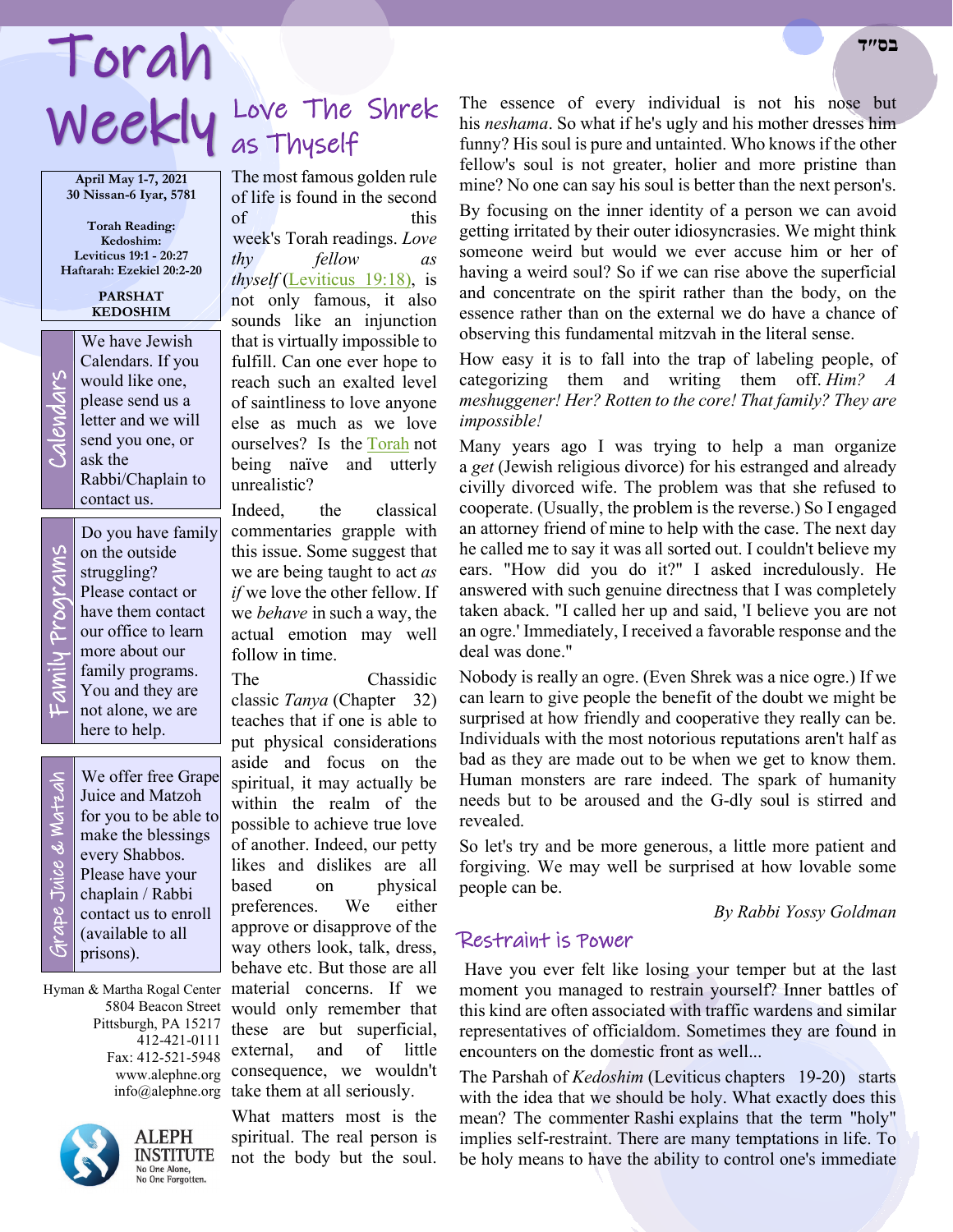בס"ד

# Torah Weekly

**April May 1-7, 2021**
**30 Nissan-6 Iyar, 5781**

**Torah Reading:**
**Kedoshim:**
**Leviticus 19:1 - 20:27**
**Haftarah: Ezekiel 20:2-20**

**PARSHAT KEDOSHIM**

### Calendars

We have Jewish Calendars. If you would like one, please send us a letter and we will send you one, or ask the Rabbi/Chaplain to contact us.

### Family Programs

Do you have family on the outside struggling? Please contact or have them contact our office to learn more about our family programs. You and they are not alone, we are here to help.

### Grape Juice & Matzah

We offer free Grape Juice and Matzoh for you to be able to make the blessings every Shabbos. Please have your chaplain / Rabbi contact us to enroll (available to all prisons).

Hyman & Martha Rogal Center
5804 Beacon Street
Pittsburgh, PA 15217
412-421-0111
Fax: 412-521-5948
www.alephne.org
info@alephne.org

ALEPH INSTITUTE
No One Alone, No One Forgotten.

## Love The Shrek as Thyself

The most famous golden rule of life is found in the second of this week's Torah readings. *Love thy fellow as thyself* (Leviticus 19:18), is not only famous, it also sounds like an injunction that is virtually impossible to fulfill. Can one ever hope to reach such an exalted level of saintliness to love anyone else as much as we love ourselves? Is the Torah not being naïve and utterly unrealistic?

Indeed, the classical commentaries grapple with this issue. Some suggest that we are being taught to act *as if* we love the other fellow. If we *behave* in such a way, the actual emotion may well follow in time.

The Chassidic classic *Tanya* (Chapter 32) teaches that if one is able to put physical considerations aside and focus on the spiritual, it may actually be within the realm of the possible to achieve true love of another. Indeed, our petty likes and dislikes are all based on physical preferences. We either approve or disapprove of the way others look, talk, dress, behave etc. But those are all material concerns. If we would only remember that these are but superficial, external, and of little consequence, we wouldn't take them at all seriously.

What matters most is the spiritual. The real person is not the body but the soul. The essence of every individual is not his nose but his *neshama*. So what if he's ugly and his mother dresses him funny? His soul is pure and untainted. Who knows if the other fellow's soul is not greater, holier and more pristine than mine? No one can say his soul is better than the next person's.

By focusing on the inner identity of a person we can avoid getting irritated by their outer idiosyncrasies. We might think someone weird but would we ever accuse him or her of having a weird soul? So if we can rise above the superficial and concentrate on the spirit rather than the body, on the essence rather than on the external we do have a chance of observing this fundamental mitzvah in the literal sense.

How easy it is to fall into the trap of labeling people, of categorizing them and writing them off. *Him? A meshuggener! Her? Rotten to the core! That family? They are impossible!*

Many years ago I was trying to help a man organize a *get* (Jewish religious divorce) for his estranged and already civilly divorced wife. The problem was that she refused to cooperate. (Usually, the problem is the reverse.) So I engaged an attorney friend of mine to help with the case. The next day he called me to say it was all sorted out. I couldn't believe my ears. "How did you do it?" I asked incredulously. He answered with such genuine directness that I was completely taken aback. "I called her up and said, 'I believe you are not an ogre.' Immediately, I received a favorable response and the deal was done."

Nobody is really an ogre. (Even Shrek was a nice ogre.) If we can learn to give people the benefit of the doubt we might be surprised at how friendly and cooperative they really can be. Individuals with the most notorious reputations aren't half as bad as they are made out to be when we get to know them. Human monsters are rare indeed. The spark of humanity needs but to be aroused and the G-dly soul is stirred and revealed.

So let's try and be more generous, a little more patient and forgiving. We may well be surprised at how lovable some people can be.

*By Rabbi Yossy Goldman*

## Restraint is Power

Have you ever felt like losing your temper but at the last moment you managed to restrain yourself? Inner battles of this kind are often associated with traffic wardens and similar representatives of officialdom. Sometimes they are found in encounters on the domestic front as well...

The Parshah of *Kedoshim* (Leviticus chapters 19-20) starts with the idea that we should be holy. What exactly does this mean? The commenter Rashi explains that the term "holy" implies self-restraint. There are many temptations in life. To be holy means to have the ability to control one's immediate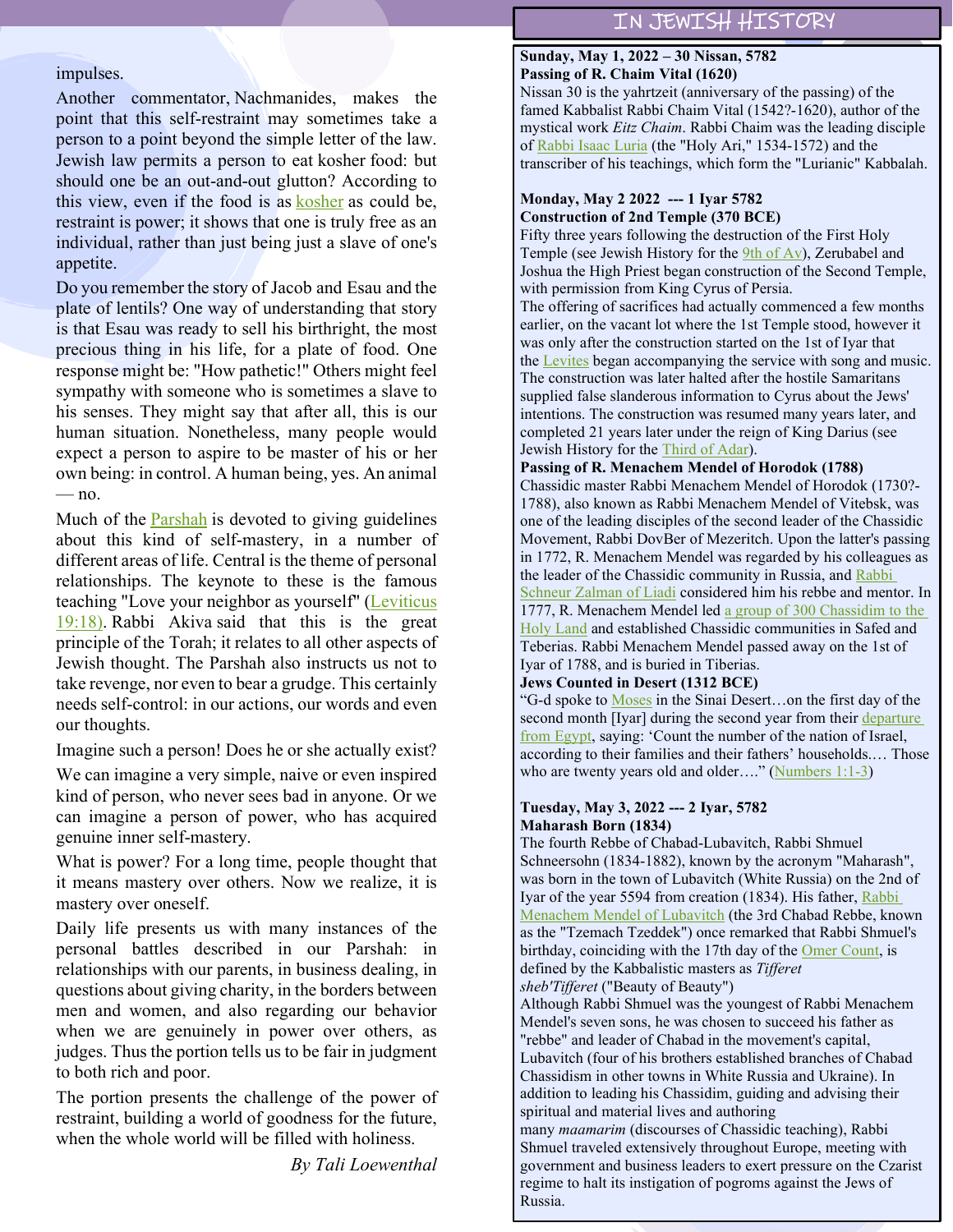impulses.

Another commentator, Nachmanides, makes the point that this self-restraint may sometimes take a person to a point beyond the simple letter of the law. Jewish law permits a person to eat kosher food: but should one be an out-and-out glutton? According to this view, even if the food is as kosher as could be, restraint is power; it shows that one is truly free as an individual, rather than just being just a slave of one's appetite.

Do you remember the story of Jacob and Esau and the plate of lentils? One way of understanding that story is that Esau was ready to sell his birthright, the most precious thing in his life, for a plate of food. One response might be: "How pathetic!" Others might feel sympathy with someone who is sometimes a slave to his senses. They might say that after all, this is our human situation. Nonetheless, many people would expect a person to aspire to be master of his or her own being: in control. A human being, yes. An animal — no.

Much of the Parshah is devoted to giving guidelines about this kind of self-mastery, in a number of different areas of life. Central is the theme of personal relationships. The keynote to these is the famous teaching "Love your neighbor as yourself" (Leviticus 19:18). Rabbi Akiva said that this is the great principle of the Torah; it relates to all other aspects of Jewish thought. The Parshah also instructs us not to take revenge, nor even to bear a grudge. This certainly needs self-control: in our actions, our words and even our thoughts.

Imagine such a person! Does he or she actually exist?

We can imagine a very simple, naive or even inspired kind of person, who never sees bad in anyone. Or we can imagine a person of power, who has acquired genuine inner self-mastery.

What is power? For a long time, people thought that it means mastery over others. Now we realize, it is mastery over oneself.

Daily life presents us with many instances of the personal battles described in our Parshah: in relationships with our parents, in business dealing, in questions about giving charity, in the borders between men and women, and also regarding our behavior when we are genuinely in power over others, as judges. Thus the portion tells us to be fair in judgment to both rich and poor.

The portion presents the challenge of the power of restraint, building a world of goodness for the future, when the whole world will be filled with holiness.

*By Tali Loewenthal*

## IN JEWISH HISTORY

**Sunday, May 1, 2022 – 30 Nissan, 5782**
**Passing of R. Chaim Vital (1620)**

Nissan 30 is the yahrtzeit (anniversary of the passing) of the famed Kabbalist Rabbi Chaim Vital (1542?-1620), author of the mystical work *Eitz Chaim*. Rabbi Chaim was the leading disciple of Rabbi Isaac Luria (the "Holy Ari," 1534-1572) and the transcriber of his teachings, which form the "Lurianic" Kabbalah.

**Monday, May 2 2022 --- 1 Iyar 5782**
**Construction of 2nd Temple (370 BCE)**

Fifty three years following the destruction of the First Holy Temple (see Jewish History for the 9th of Av), Zerubabel and Joshua the High Priest began construction of the Second Temple, with permission from King Cyrus of Persia.

The offering of sacrifices had actually commenced a few months earlier, on the vacant lot where the 1st Temple stood, however it was only after the construction started on the 1st of Iyar that the Levites began accompanying the service with song and music. The construction was later halted after the hostile Samaritans supplied false slanderous information to Cyrus about the Jews' intentions. The construction was resumed many years later, and completed 21 years later under the reign of King Darius (see Jewish History for the Third of Adar).

**Passing of R. Menachem Mendel of Horodok (1788)**

Chassidic master Rabbi Menachem Mendel of Horodok (1730?-1788), also known as Rabbi Menachem Mendel of Vitebsk, was one of the leading disciples of the second leader of the Chassidic Movement, Rabbi DovBer of Mezeritch. Upon the latter's passing in 1772, R. Menachem Mendel was regarded by his colleagues as the leader of the Chassidic community in Russia, and Rabbi Schneur Zalman of Liadi considered him his rebbe and mentor. In 1777, R. Menachem Mendel led a group of 300 Chassidim to the Holy Land and established Chassidic communities in Safed and Teberias. Rabbi Menachem Mendel passed away on the 1st of Iyar of 1788, and is buried in Tiberias.

**Jews Counted in Desert (1312 BCE)**

"G-d spoke to Moses in the Sinai Desert…on the first day of the second month [Iyar] during the second year from their departure from Egypt, saying: 'Count the number of the nation of Israel, according to their families and their fathers' households.… Those who are twenty years old and older…." (Numbers 1:1-3)

**Tuesday, May 3, 2022 --- 2 Iyar, 5782**
**Maharash Born (1834)**

The fourth Rebbe of Chabad-Lubavitch, Rabbi Shmuel Schneersohn (1834-1882), known by the acronym "Maharash", was born in the town of Lubavitch (White Russia) on the 2nd of Iyar of the year 5594 from creation (1834). His father, Rabbi Menachem Mendel of Lubavitch (the 3rd Chabad Rebbe, known as the "Tzemach Tzeddek") once remarked that Rabbi Shmuel's birthday, coinciding with the 17th day of the Omer Count, is defined by the Kabbalistic masters as *Tifferet sheb'Tifferet* ("Beauty of Beauty")

Although Rabbi Shmuel was the youngest of Rabbi Menachem Mendel's seven sons, he was chosen to succeed his father as "rebbe" and leader of Chabad in the movement's capital, Lubavitch (four of his brothers established branches of Chabad Chassidism in other towns in White Russia and Ukraine). In addition to leading his Chassidim, guiding and advising their spiritual and material lives and authoring many *maamarim* (discourses of Chassidic teaching), Rabbi Shmuel traveled extensively throughout Europe, meeting with government and business leaders to exert pressure on the Czarist regime to halt its instigation of pogroms against the Jews of Russia.